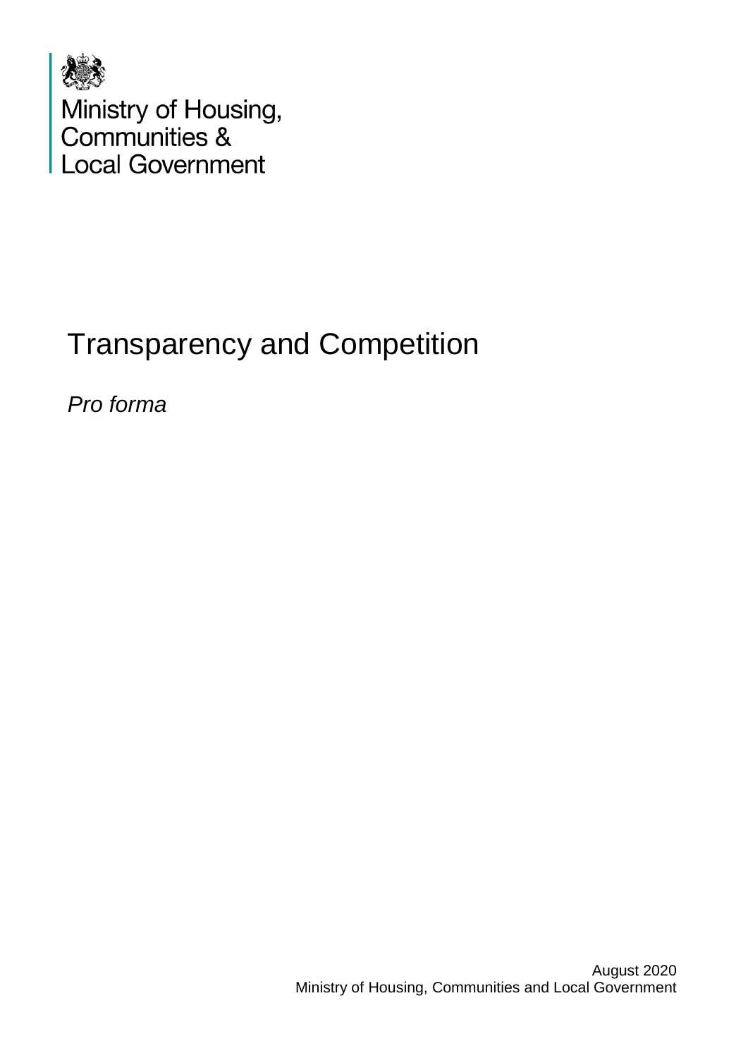Ministry of Housing,
Communities &
Local Government

# Transparency and Competition

*Pro forma*

August 2020
Ministry of Housing, Communities and Local Government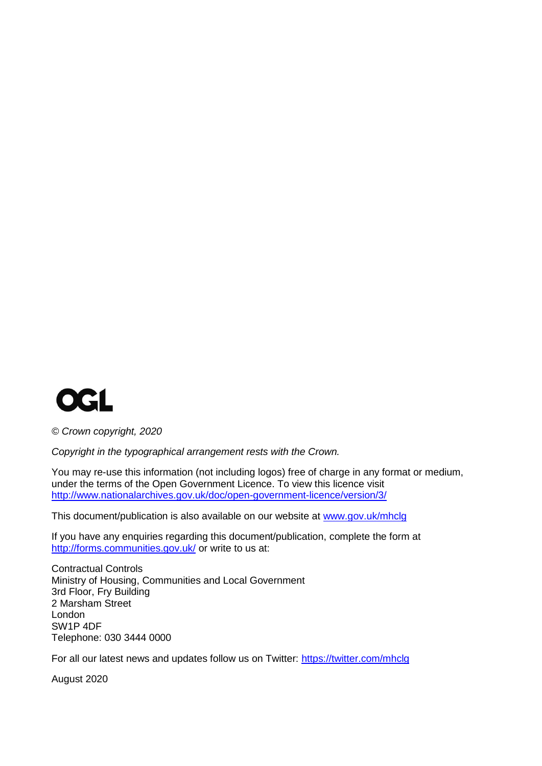OGL

© *Crown copyright, 2020*

*Copyright in the typographical arrangement rests with the Crown.*

You may re-use this information (not including logos) free of charge in any format or medium, under the terms of the Open Government Licence. To view this licence visit http://www.nationalarchives.gov.uk/doc/open-government-licence/version/3/

This document/publication is also available on our website at www.gov.uk/mhclg

If you have any enquiries regarding this document/publication, complete the form at http://forms.communities.gov.uk/ or write to us at:

Contractual Controls  
Ministry of Housing, Communities and Local Government  
3rd Floor, Fry Building  
2 Marsham Street  
London  
SW1P 4DF  
Telephone: 030 3444 0000

For all our latest news and updates follow us on Twitter: https://twitter.com/mhclg

August 2020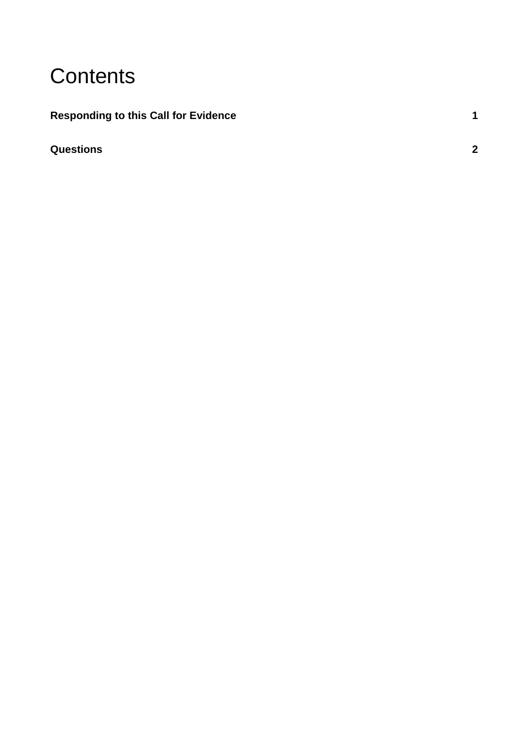# Contents

**Responding to this Call for Evidence** **1**

**Questions** **2**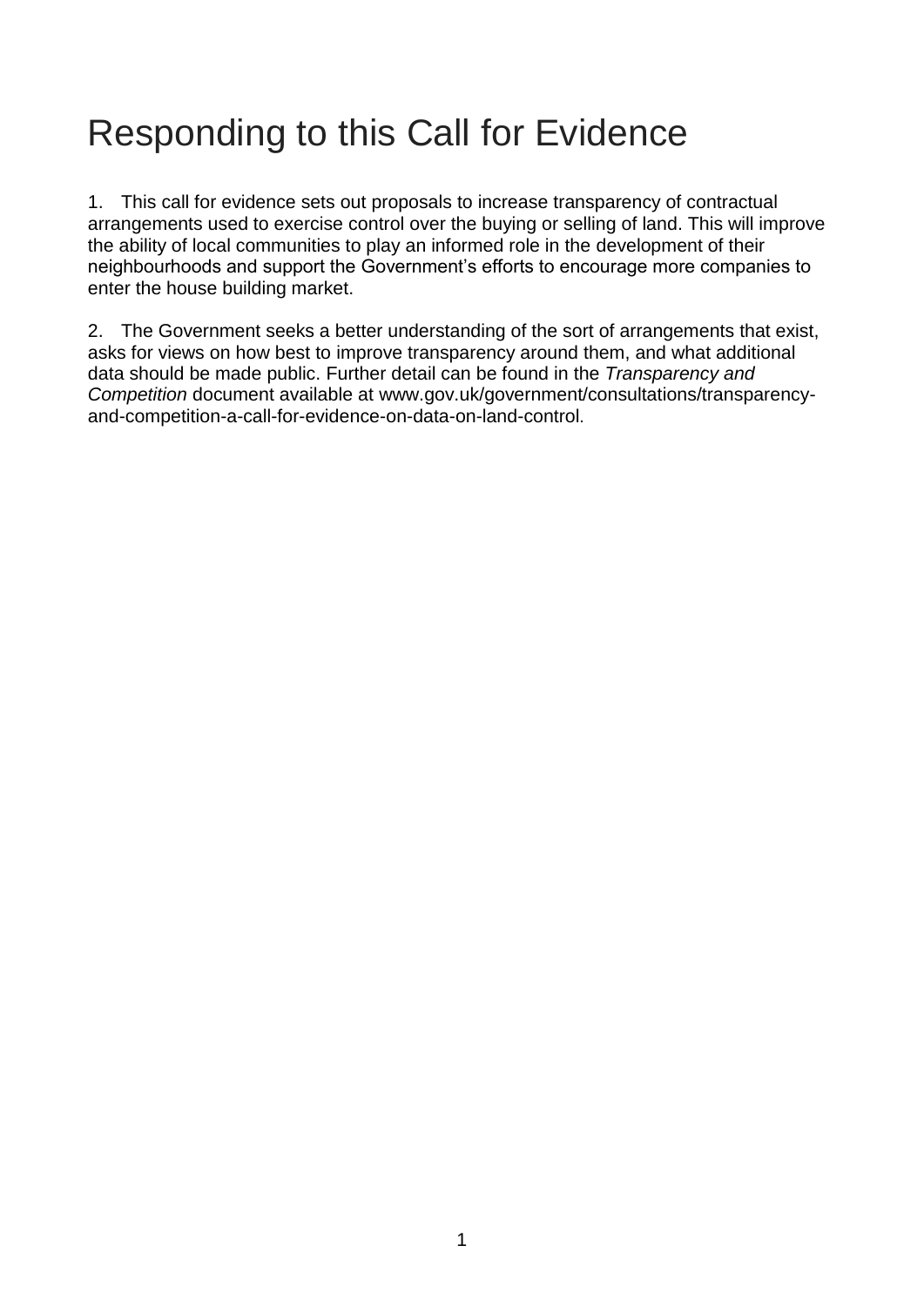# Responding to this Call for Evidence

1. This call for evidence sets out proposals to increase transparency of contractual arrangements used to exercise control over the buying or selling of land. This will improve the ability of local communities to play an informed role in the development of their neighbourhoods and support the Government's efforts to encourage more companies to enter the house building market.

2. The Government seeks a better understanding of the sort of arrangements that exist, asks for views on how best to improve transparency around them, and what additional data should be made public. Further detail can be found in the *Transparency and Competition* document available at www.gov.uk/government/consultations/transparency-and-competition-a-call-for-evidence-on-data-on-land-control.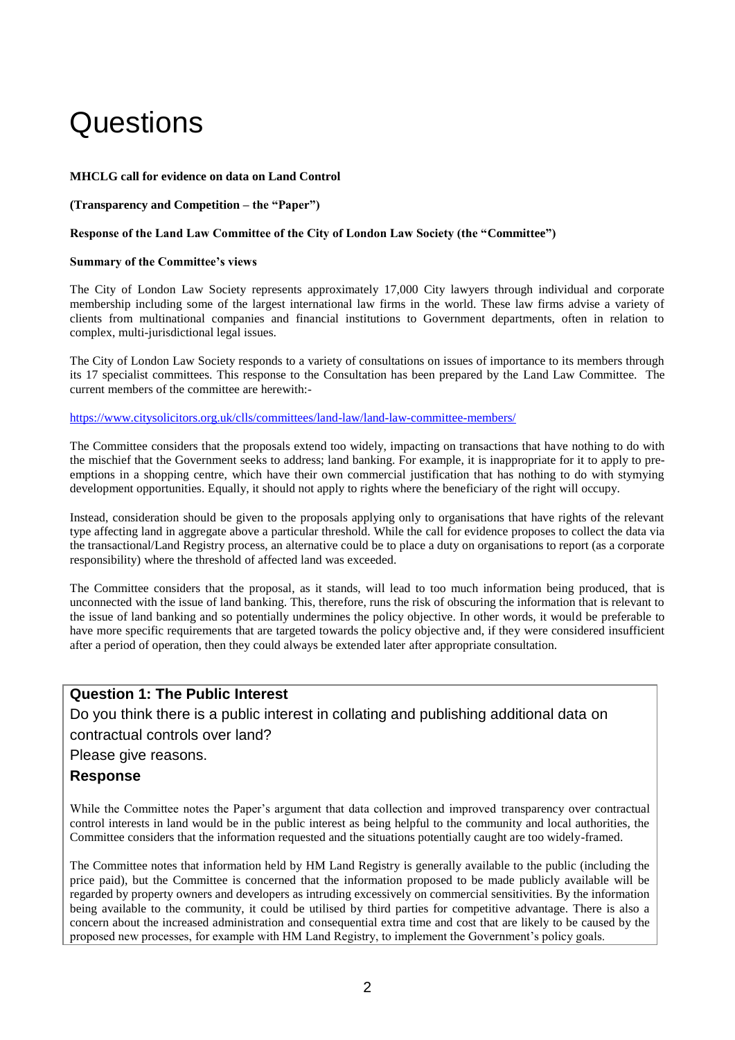# Questions

**MHCLG call for evidence on data on Land Control**

**(Transparency and Competition – the "Paper")**

**Response of the Land Law Committee of the City of London Law Society (the "Committee")**

**Summary of the Committee's views**

The City of London Law Society represents approximately 17,000 City lawyers through individual and corporate membership including some of the largest international law firms in the world. These law firms advise a variety of clients from multinational companies and financial institutions to Government departments, often in relation to complex, multi-jurisdictional legal issues.

The City of London Law Society responds to a variety of consultations on issues of importance to its members through its 17 specialist committees. This response to the Consultation has been prepared by the Land Law Committee. The current members of the committee are herewith:-

https://www.citysolicitors.org.uk/clls/committees/land-law/land-law-committee-members/

The Committee considers that the proposals extend too widely, impacting on transactions that have nothing to do with the mischief that the Government seeks to address; land banking. For example, it is inappropriate for it to apply to pre-emptions in a shopping centre, which have their own commercial justification that has nothing to do with stymying development opportunities. Equally, it should not apply to rights where the beneficiary of the right will occupy.

Instead, consideration should be given to the proposals applying only to organisations that have rights of the relevant type affecting land in aggregate above a particular threshold. While the call for evidence proposes to collect the data via the transactional/Land Registry process, an alternative could be to place a duty on organisations to report (as a corporate responsibility) where the threshold of affected land was exceeded.

The Committee considers that the proposal, as it stands, will lead to too much information being produced, that is unconnected with the issue of land banking. This, therefore, runs the risk of obscuring the information that is relevant to the issue of land banking and so potentially undermines the policy objective. In other words, it would be preferable to have more specific requirements that are targeted towards the policy objective and, if they were considered insufficient after a period of operation, then they could always be extended later after appropriate consultation.

### Question 1: The Public Interest

Do you think there is a public interest in collating and publishing additional data on contractual controls over land?

Please give reasons.

### Response

While the Committee notes the Paper's argument that data collection and improved transparency over contractual control interests in land would be in the public interest as being helpful to the community and local authorities, the Committee considers that the information requested and the situations potentially caught are too widely-framed.

The Committee notes that information held by HM Land Registry is generally available to the public (including the price paid), but the Committee is concerned that the information proposed to be made publicly available will be regarded by property owners and developers as intruding excessively on commercial sensitivities. By the information being available to the community, it could be utilised by third parties for competitive advantage. There is also a concern about the increased administration and consequential extra time and cost that are likely to be caused by the proposed new processes, for example with HM Land Registry, to implement the Government's policy goals.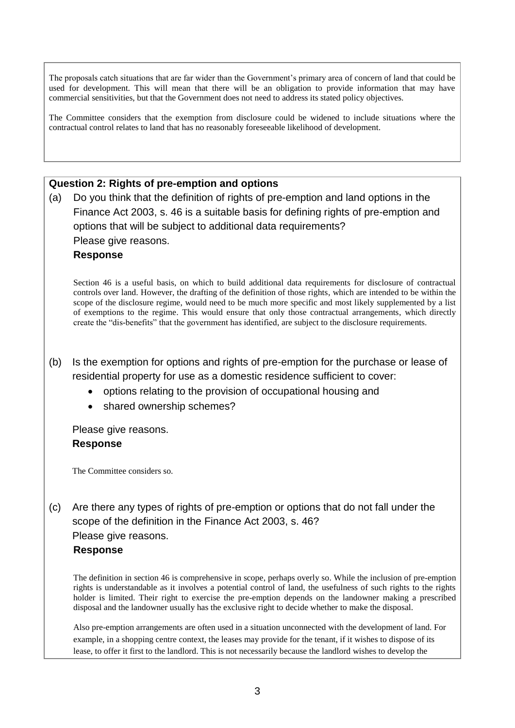The proposals catch situations that are far wider than the Government's primary area of concern of land that could be used for development. This will mean that there will be an obligation to provide information that may have commercial sensitivities, but that the Government does not need to address its stated policy objectives.

The Committee considers that the exemption from disclosure could be widened to include situations where the contractual control relates to land that has no reasonably foreseeable likelihood of development.

**Question 2: Rights of pre-emption and options**

(a) Do you think that the definition of rights of pre-emption and land options in the Finance Act 2003, s. 46 is a suitable basis for defining rights of pre-emption and options that will be subject to additional data requirements?
Please give reasons.

**Response**

Section 46 is a useful basis, on which to build additional data requirements for disclosure of contractual controls over land. However, the drafting of the definition of those rights, which are intended to be within the scope of the disclosure regime, would need to be much more specific and most likely supplemented by a list of exemptions to the regime. This would ensure that only those contractual arrangements, which directly create the "dis-benefits" that the government has identified, are subject to the disclosure requirements.

(b) Is the exemption for options and rights of pre-emption for the purchase or lease of residential property for use as a domestic residence sufficient to cover:

- options relating to the provision of occupational housing and
- shared ownership schemes?

Please give reasons.

**Response**

The Committee considers so.

(c) Are there any types of rights of pre-emption or options that do not fall under the scope of the definition in the Finance Act 2003, s. 46?
Please give reasons.

**Response**

The definition in section 46 is comprehensive in scope, perhaps overly so. While the inclusion of pre-emption rights is understandable as it involves a potential control of land, the usefulness of such rights to the rights holder is limited. Their right to exercise the pre-emption depends on the landowner making a prescribed disposal and the landowner usually has the exclusive right to decide whether to make the disposal.

Also pre-emption arrangements are often used in a situation unconnected with the development of land. For example, in a shopping centre context, the leases may provide for the tenant, if it wishes to dispose of its lease, to offer it first to the landlord. This is not necessarily because the landlord wishes to develop the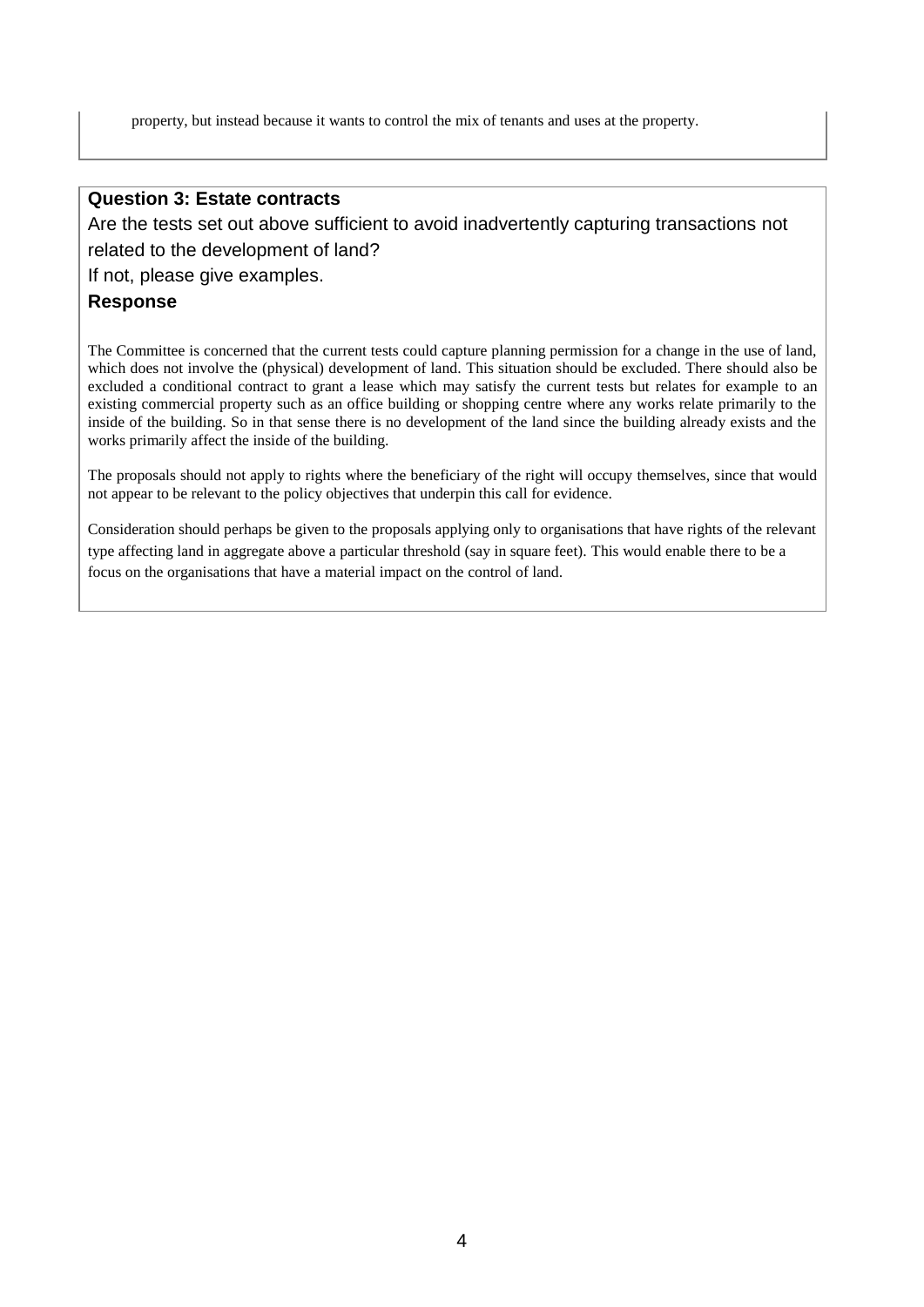property, but instead because it wants to control the mix of tenants and uses at the property.

**Question 3: Estate contracts**

Are the tests set out above sufficient to avoid inadvertently capturing transactions not related to the development of land?

If not, please give examples.

**Response**

The Committee is concerned that the current tests could capture planning permission for a change in the use of land, which does not involve the (physical) development of land. This situation should be excluded. There should also be excluded a conditional contract to grant a lease which may satisfy the current tests but relates for example to an existing commercial property such as an office building or shopping centre where any works relate primarily to the inside of the building. So in that sense there is no development of the land since the building already exists and the works primarily affect the inside of the building.

The proposals should not apply to rights where the beneficiary of the right will occupy themselves, since that would not appear to be relevant to the policy objectives that underpin this call for evidence.

Consideration should perhaps be given to the proposals applying only to organisations that have rights of the relevant type affecting land in aggregate above a particular threshold (say in square feet). This would enable there to be a focus on the organisations that have a material impact on the control of land.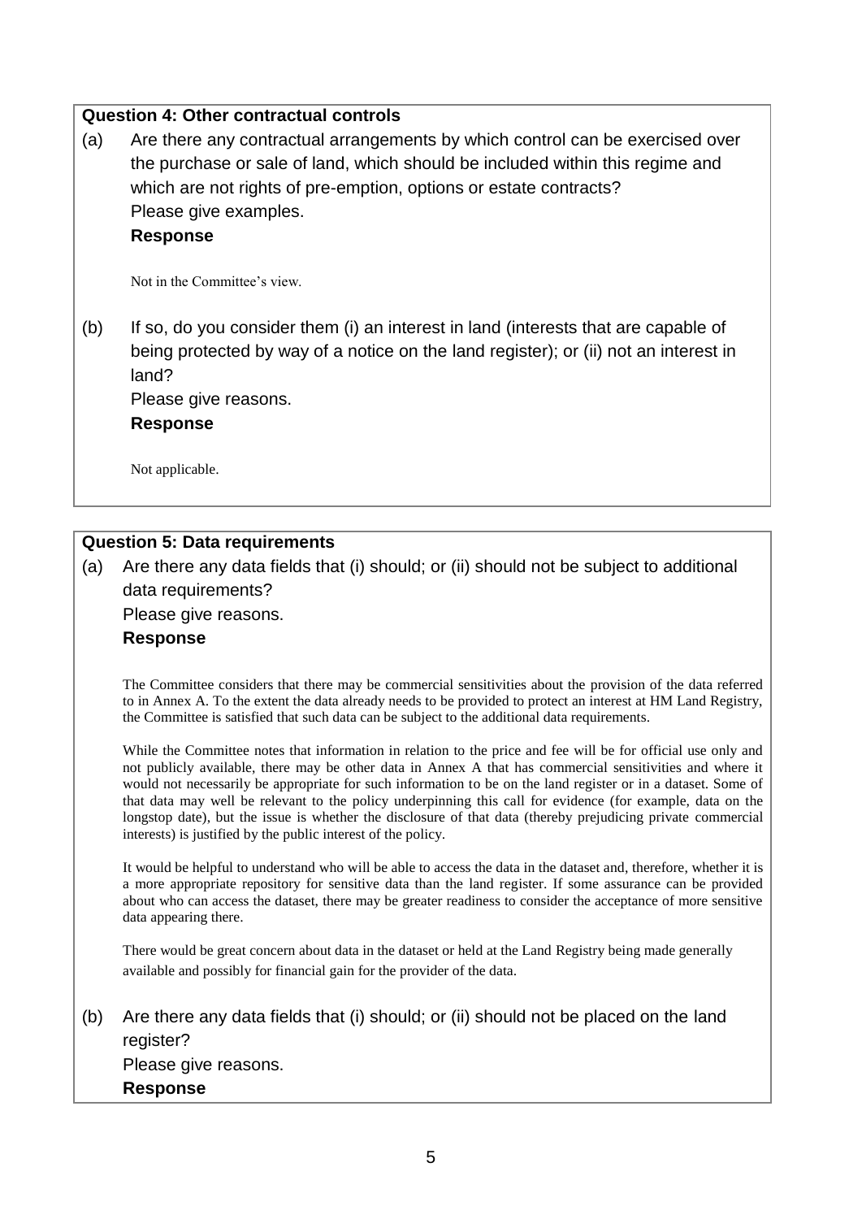**Question 4: Other contractual controls**

(a) Are there any contractual arrangements by which control can be exercised over the purchase or sale of land, which should be included within this regime and which are not rights of pre-emption, options or estate contracts?
Please give examples.

**Response**

Not in the Committee's view.

(b) If so, do you consider them (i) an interest in land (interests that are capable of being protected by way of a notice on the land register); or (ii) not an interest in land?
Please give reasons.

**Response**

Not applicable.

**Question 5: Data requirements**

(a) Are there any data fields that (i) should; or (ii) should not be subject to additional data requirements?
Please give reasons.

**Response**

The Committee considers that there may be commercial sensitivities about the provision of the data referred to in Annex A. To the extent the data already needs to be provided to protect an interest at HM Land Registry, the Committee is satisfied that such data can be subject to the additional data requirements.

While the Committee notes that information in relation to the price and fee will be for official use only and not publicly available, there may be other data in Annex A that has commercial sensitivities and where it would not necessarily be appropriate for such information to be on the land register or in a dataset. Some of that data may well be relevant to the policy underpinning this call for evidence (for example, data on the longstop date), but the issue is whether the disclosure of that data (thereby prejudicing private commercial interests) is justified by the public interest of the policy.

It would be helpful to understand who will be able to access the data in the dataset and, therefore, whether it is a more appropriate repository for sensitive data than the land register. If some assurance can be provided about who can access the dataset, there may be greater readiness to consider the acceptance of more sensitive data appearing there.

There would be great concern about data in the dataset or held at the Land Registry being made generally available and possibly for financial gain for the provider of the data.

(b) Are there any data fields that (i) should; or (ii) should not be placed on the land register?
Please give reasons.

**Response**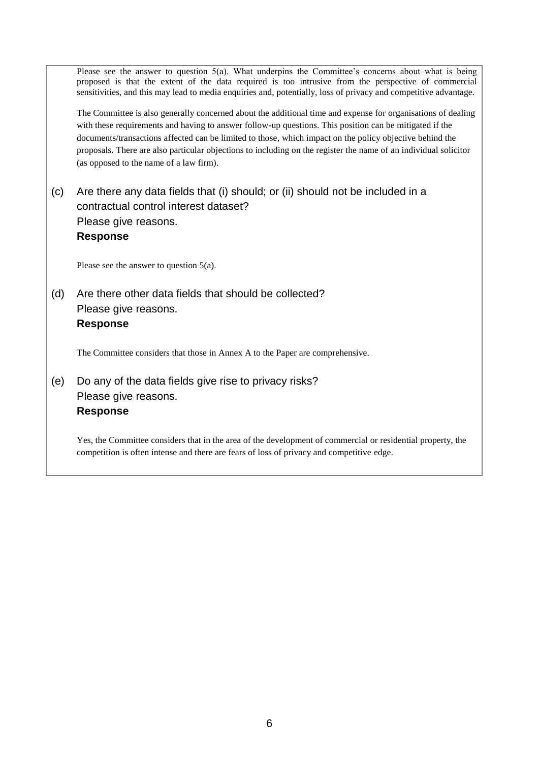Please see the answer to question 5(a). What underpins the Committee's concerns about what is being proposed is that the extent of the data required is too intrusive from the perspective of commercial sensitivities, and this may lead to media enquiries and, potentially, loss of privacy and competitive advantage.

The Committee is also generally concerned about the additional time and expense for organisations of dealing with these requirements and having to answer follow-up questions. This position can be mitigated if the documents/transactions affected can be limited to those, which impact on the policy objective behind the proposals. There are also particular objections to including on the register the name of an individual solicitor (as opposed to the name of a law firm).

(c) Are there any data fields that (i) should; or (ii) should not be included in a contractual control interest dataset?
Please give reasons.
**Response**

Please see the answer to question 5(a).

(d) Are there other data fields that should be collected?
Please give reasons.
**Response**

The Committee considers that those in Annex A to the Paper are comprehensive.

(e) Do any of the data fields give rise to privacy risks?
Please give reasons.
**Response**

Yes, the Committee considers that in the area of the development of commercial or residential property, the competition is often intense and there are fears of loss of privacy and competitive edge.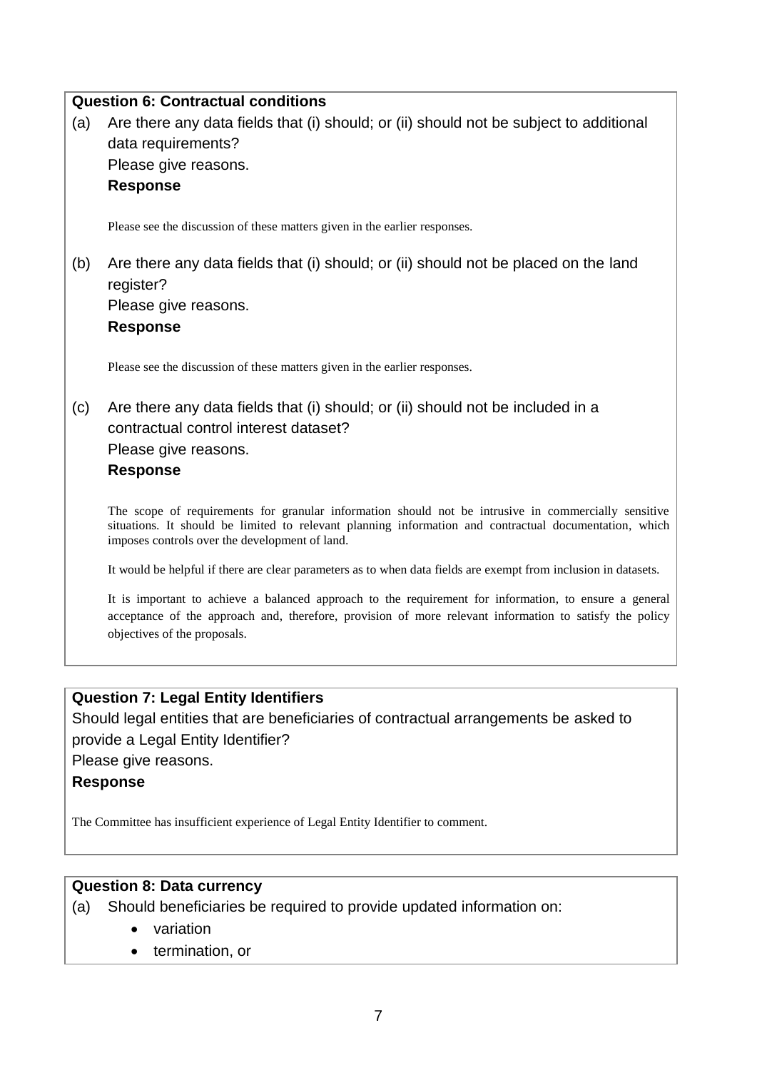**Question 6: Contractual conditions**

(a) Are there any data fields that (i) should; or (ii) should not be subject to additional data requirements?

Please give reasons.

**Response**

Please see the discussion of these matters given in the earlier responses.

(b) Are there any data fields that (i) should; or (ii) should not be placed on the land register?

Please give reasons.

**Response**

Please see the discussion of these matters given in the earlier responses.

(c) Are there any data fields that (i) should; or (ii) should not be included in a contractual control interest dataset?

Please give reasons.

**Response**

The scope of requirements for granular information should not be intrusive in commercially sensitive situations. It should be limited to relevant planning information and contractual documentation, which imposes controls over the development of land.

It would be helpful if there are clear parameters as to when data fields are exempt from inclusion in datasets.

It is important to achieve a balanced approach to the requirement for information, to ensure a general acceptance of the approach and, therefore, provision of more relevant information to satisfy the policy objectives of the proposals.

**Question 7: Legal Entity Identifiers**

Should legal entities that are beneficiaries of contractual arrangements be asked to provide a Legal Entity Identifier?

Please give reasons.

**Response**

The Committee has insufficient experience of Legal Entity Identifier to comment.

**Question 8: Data currency**

(a) Should beneficiaries be required to provide updated information on:

- variation
- termination, or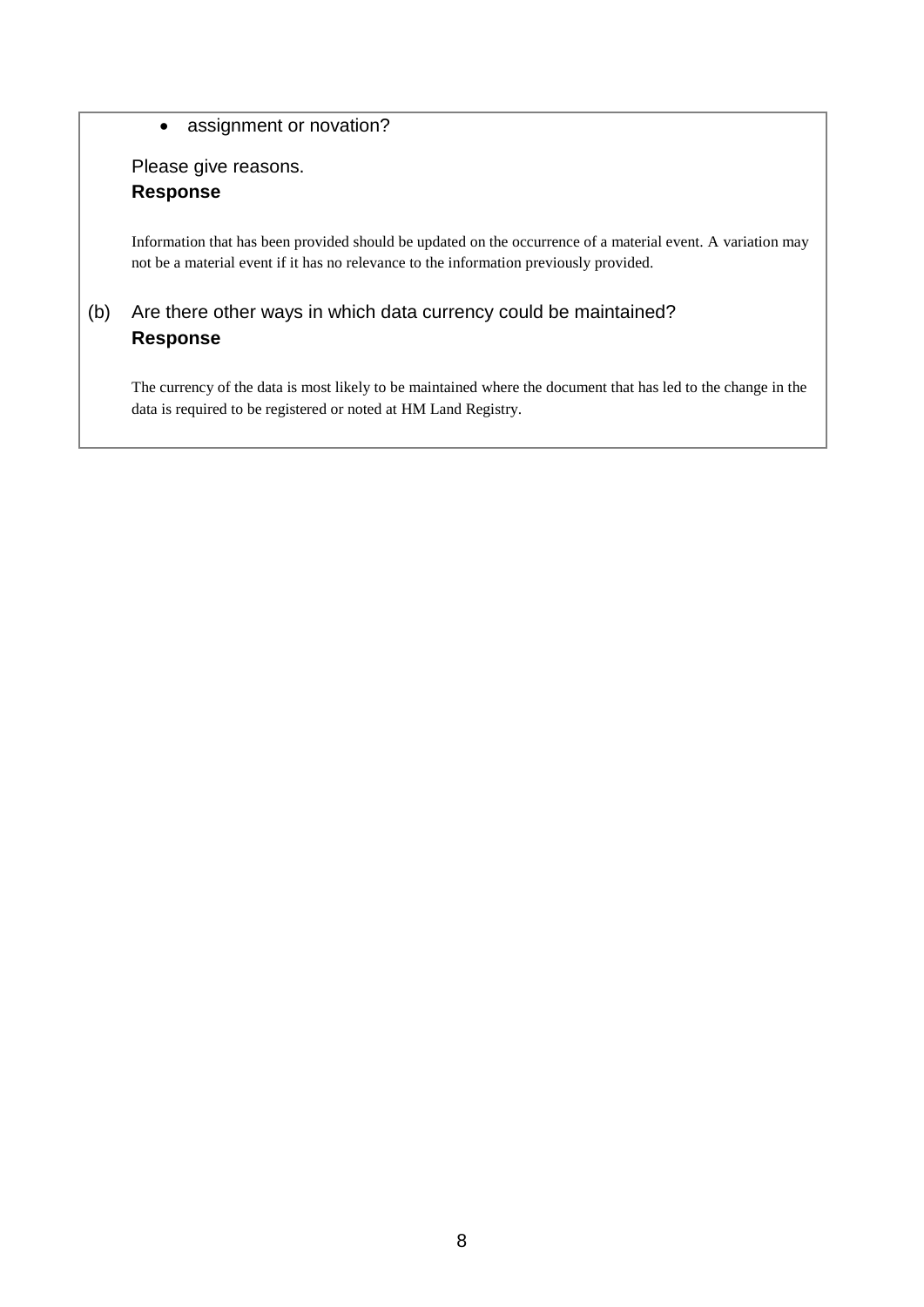- assignment or novation?

Please give reasons.

**Response**

Information that has been provided should be updated on the occurrence of a material event. A variation may not be a material event if it has no relevance to the information previously provided.

(b) Are there other ways in which data currency could be maintained?

**Response**

The currency of the data is most likely to be maintained where the document that has led to the change in the data is required to be registered or noted at HM Land Registry.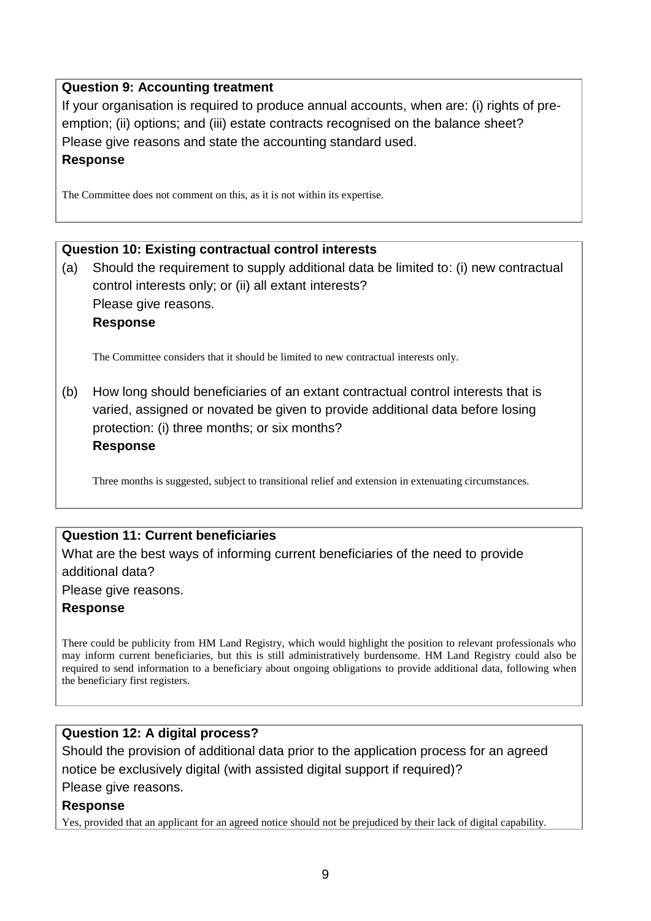**Question 9: Accounting treatment**

If your organisation is required to produce annual accounts, when are: (i) rights of pre-emption; (ii) options; and (iii) estate contracts recognised on the balance sheet? Please give reasons and state the accounting standard used.

**Response**

The Committee does not comment on this, as it is not within its expertise.

**Question 10: Existing contractual control interests**

(a) Should the requirement to supply additional data be limited to: (i) new contractual control interests only; or (ii) all extant interests?
Please give reasons.

**Response**

The Committee considers that it should be limited to new contractual interests only.

(b) How long should beneficiaries of an extant contractual control interests that is varied, assigned or novated be given to provide additional data before losing protection: (i) three months; or six months?

**Response**

Three months is suggested, subject to transitional relief and extension in extenuating circumstances.

**Question 11: Current beneficiaries**

What are the best ways of informing current beneficiaries of the need to provide additional data?

Please give reasons.

**Response**

There could be publicity from HM Land Registry, which would highlight the position to relevant professionals who may inform current beneficiaries, but this is still administratively burdensome. HM Land Registry could also be required to send information to a beneficiary about ongoing obligations to provide additional data, following when the beneficiary first registers.

**Question 12: A digital process?**

Should the provision of additional data prior to the application process for an agreed notice be exclusively digital (with assisted digital support if required)?

Please give reasons.

**Response**

Yes, provided that an applicant for an agreed notice should not be prejudiced by their lack of digital capability.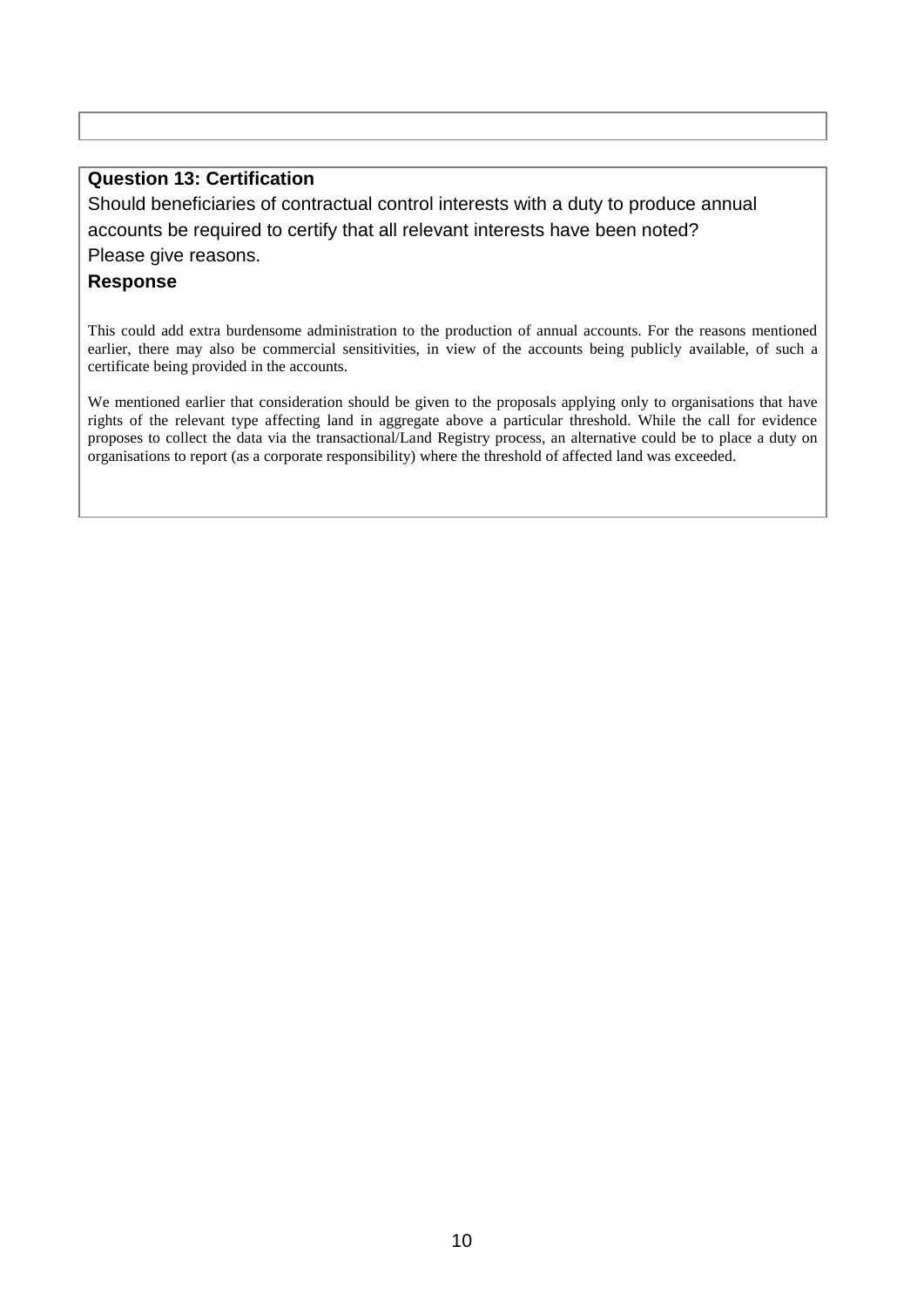**Question 13: Certification**

Should beneficiaries of contractual control interests with a duty to produce annual accounts be required to certify that all relevant interests have been noted? Please give reasons.

**Response**

This could add extra burdensome administration to the production of annual accounts. For the reasons mentioned earlier, there may also be commercial sensitivities, in view of the accounts being publicly available, of such a certificate being provided in the accounts.

We mentioned earlier that consideration should be given to the proposals applying only to organisations that have rights of the relevant type affecting land in aggregate above a particular threshold. While the call for evidence proposes to collect the data via the transactional/Land Registry process, an alternative could be to place a duty on organisations to report (as a corporate responsibility) where the threshold of affected land was exceeded.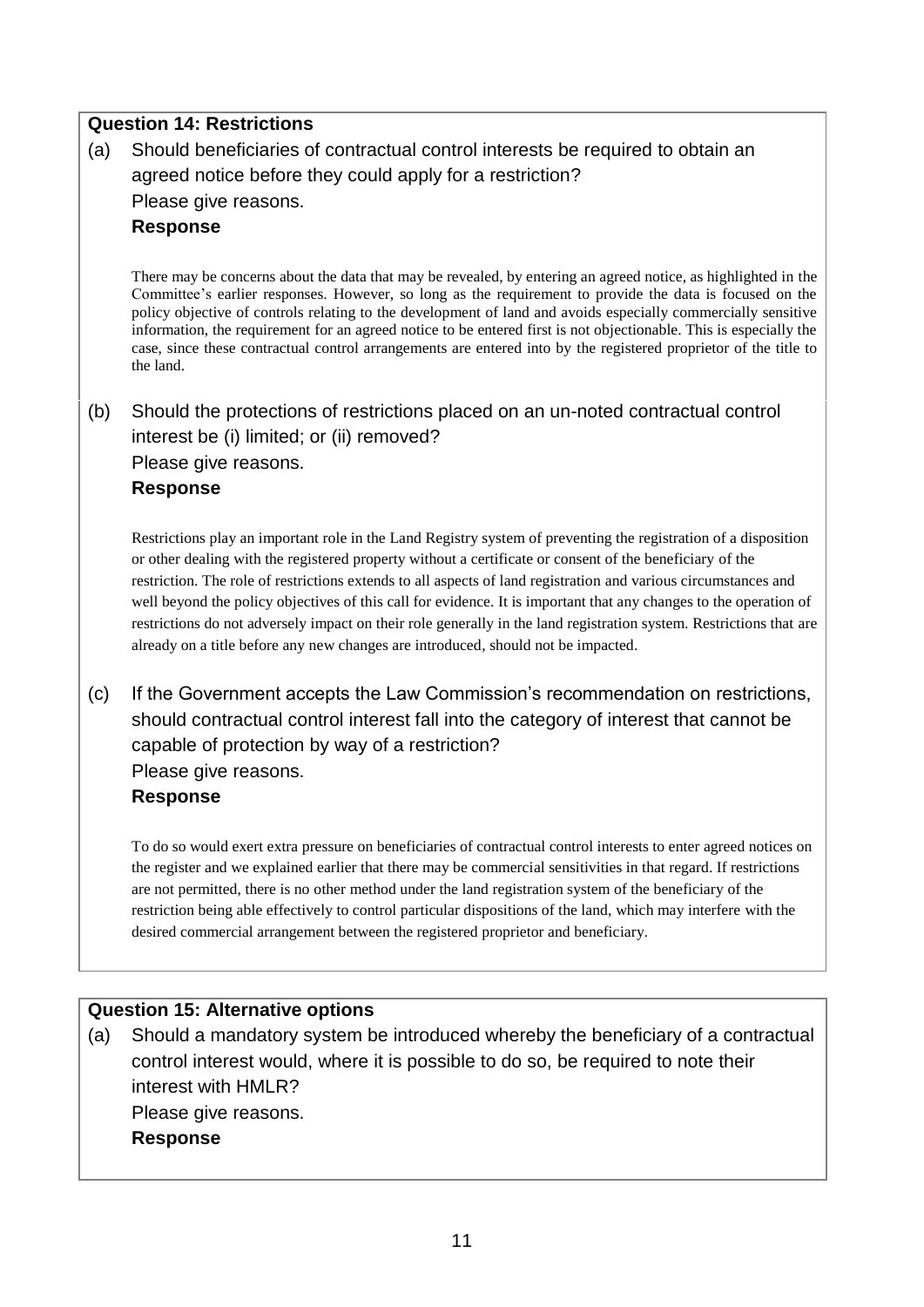**Question 14: Restrictions**

(a) Should beneficiaries of contractual control interests be required to obtain an agreed notice before they could apply for a restriction?
Please give reasons.

**Response**

There may be concerns about the data that may be revealed, by entering an agreed notice, as highlighted in the Committee's earlier responses. However, so long as the requirement to provide the data is focused on the policy objective of controls relating to the development of land and avoids especially commercially sensitive information, the requirement for an agreed notice to be entered first is not objectionable. This is especially the case, since these contractual control arrangements are entered into by the registered proprietor of the title to the land.

(b) Should the protections of restrictions placed on an un-noted contractual control interest be (i) limited; or (ii) removed?
Please give reasons.

**Response**

Restrictions play an important role in the Land Registry system of preventing the registration of a disposition or other dealing with the registered property without a certificate or consent of the beneficiary of the restriction. The role of restrictions extends to all aspects of land registration and various circumstances and well beyond the policy objectives of this call for evidence. It is important that any changes to the operation of restrictions do not adversely impact on their role generally in the land registration system. Restrictions that are already on a title before any new changes are introduced, should not be impacted.

(c) If the Government accepts the Law Commission's recommendation on restrictions, should contractual control interest fall into the category of interest that cannot be capable of protection by way of a restriction?
Please give reasons.

**Response**

To do so would exert extra pressure on beneficiaries of contractual control interests to enter agreed notices on the register and we explained earlier that there may be commercial sensitivities in that regard. If restrictions are not permitted, there is no other method under the land registration system of the beneficiary of the restriction being able effectively to control particular dispositions of the land, which may interfere with the desired commercial arrangement between the registered proprietor and beneficiary.

**Question 15: Alternative options**

(a) Should a mandatory system be introduced whereby the beneficiary of a contractual control interest would, where it is possible to do so, be required to note their interest with HMLR?
Please give reasons.

**Response**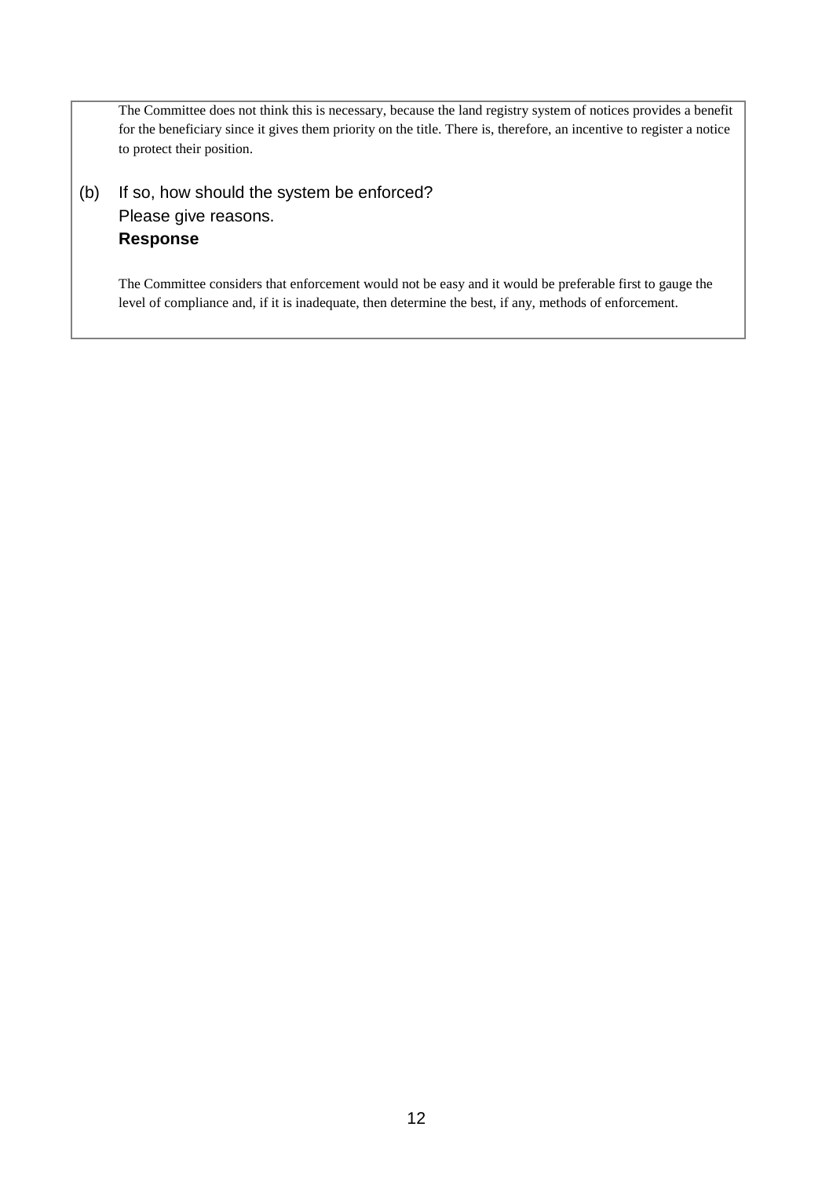The Committee does not think this is necessary, because the land registry system of notices provides a benefit for the beneficiary since it gives them priority on the title. There is, therefore, an incentive to register a notice to protect their position.

(b) If so, how should the system be enforced?
Please give reasons.
**Response**

The Committee considers that enforcement would not be easy and it would be preferable first to gauge the level of compliance and, if it is inadequate, then determine the best, if any, methods of enforcement.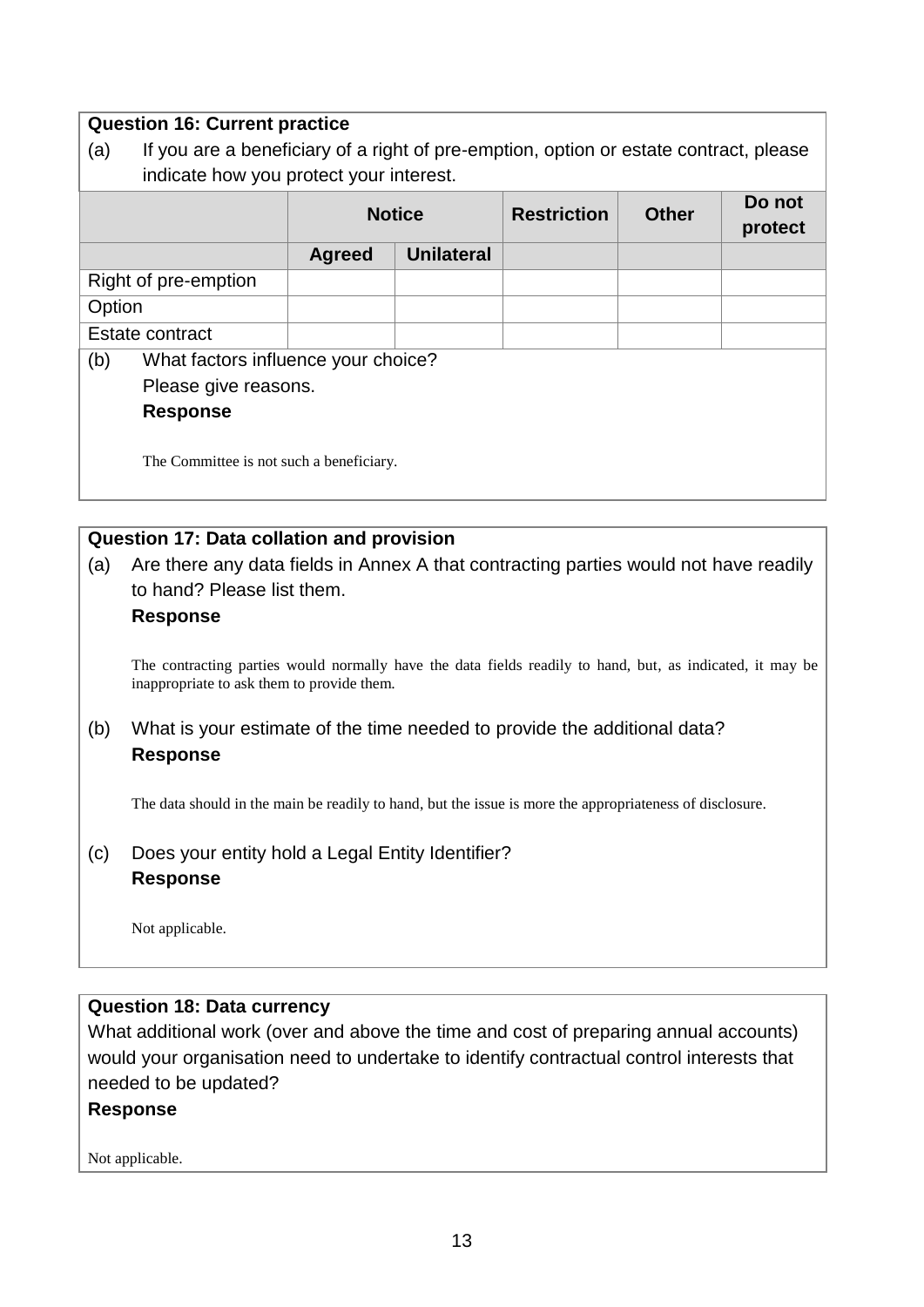**Question 16: Current practice**

(a) If you are a beneficiary of a right of pre-emption, option or estate contract, please indicate how you protect your interest.

| | Notice | | Restriction | Other | Do not protect |
|---|---|---|---|---|---|
| | Agreed | Unilateral | | | |
| Right of pre-emption | | | | | |
| Option | | | | | |
| Estate contract | | | | | |

(b) What factors influence your choice?
Please give reasons.

**Response**

The Committee is not such a beneficiary.

**Question 17: Data collation and provision**

(a) Are there any data fields in Annex A that contracting parties would not have readily to hand? Please list them.

**Response**

The contracting parties would normally have the data fields readily to hand, but, as indicated, it may be inappropriate to ask them to provide them.

(b) What is your estimate of the time needed to provide the additional data?

**Response**

The data should in the main be readily to hand, but the issue is more the appropriateness of disclosure.

(c) Does your entity hold a Legal Entity Identifier?

**Response**

Not applicable.

**Question 18: Data currency**

What additional work (over and above the time and cost of preparing annual accounts) would your organisation need to undertake to identify contractual control interests that needed to be updated?

**Response**

Not applicable.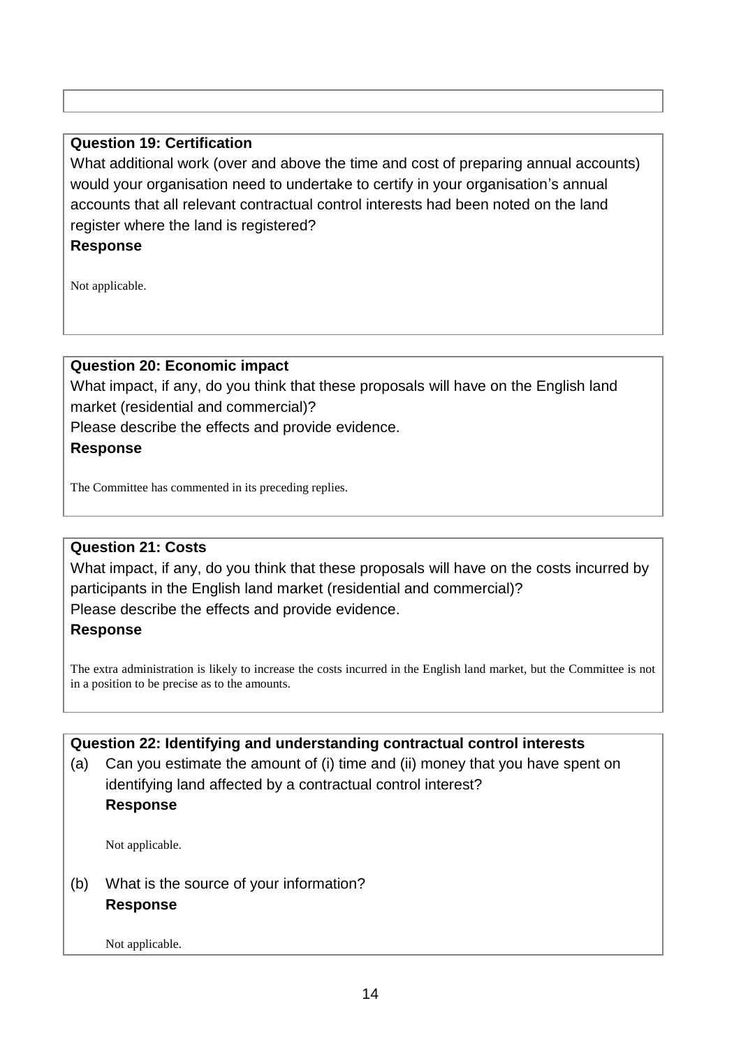**Question 19: Certification**

What additional work (over and above the time and cost of preparing annual accounts) would your organisation need to undertake to certify in your organisation's annual accounts that all relevant contractual control interests had been noted on the land register where the land is registered?

**Response**

Not applicable.

**Question 20: Economic impact**

What impact, if any, do you think that these proposals will have on the English land market (residential and commercial)?

Please describe the effects and provide evidence.

**Response**

The Committee has commented in its preceding replies.

**Question 21: Costs**

What impact, if any, do you think that these proposals will have on the costs incurred by participants in the English land market (residential and commercial)?

Please describe the effects and provide evidence.

**Response**

The extra administration is likely to increase the costs incurred in the English land market, but the Committee is not in a position to be precise as to the amounts.

**Question 22: Identifying and understanding contractual control interests**

(a) Can you estimate the amount of (i) time and (ii) money that you have spent on identifying land affected by a contractual control interest?

**Response**

Not applicable.

(b) What is the source of your information?

**Response**

Not applicable.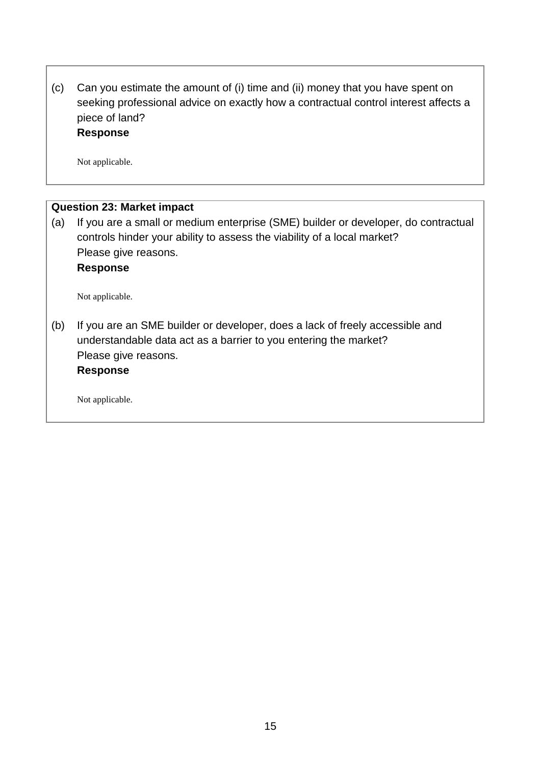(c) Can you estimate the amount of (i) time and (ii) money that you have spent on seeking professional advice on exactly how a contractual control interest affects a piece of land?

**Response**

Not applicable.

**Question 23: Market impact**

(a) If you are a small or medium enterprise (SME) builder or developer, do contractual controls hinder your ability to assess the viability of a local market?
Please give reasons.

**Response**

Not applicable.

(b) If you are an SME builder or developer, does a lack of freely accessible and understandable data act as a barrier to you entering the market?
Please give reasons.

**Response**

Not applicable.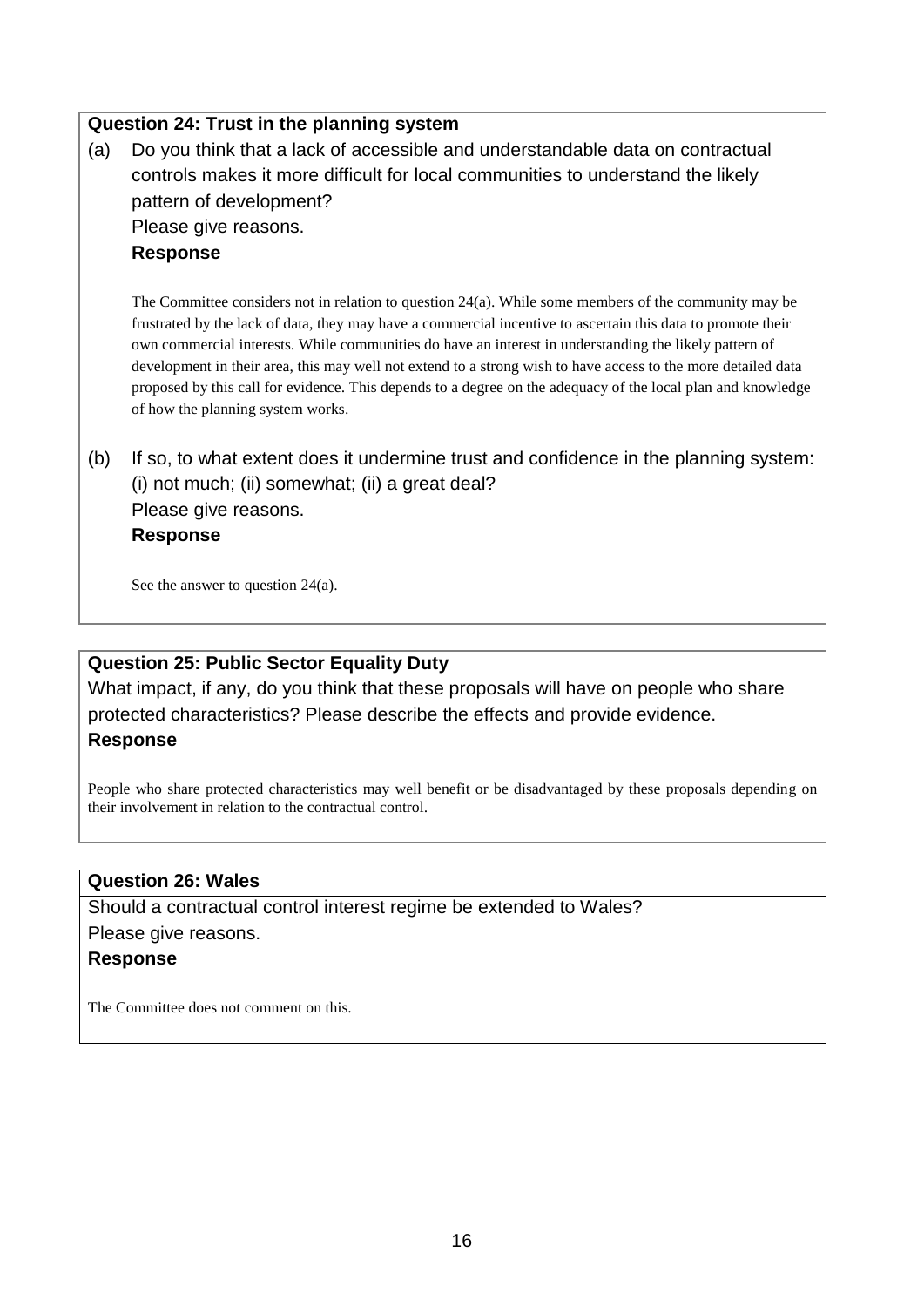**Question 24: Trust in the planning system**

(a) Do you think that a lack of accessible and understandable data on contractual controls makes it more difficult for local communities to understand the likely pattern of development?
Please give reasons.

**Response**

The Committee considers not in relation to question 24(a). While some members of the community may be frustrated by the lack of data, they may have a commercial incentive to ascertain this data to promote their own commercial interests. While communities do have an interest in understanding the likely pattern of development in their area, this may well not extend to a strong wish to have access to the more detailed data proposed by this call for evidence. This depends to a degree on the adequacy of the local plan and knowledge of how the planning system works.

(b) If so, to what extent does it undermine trust and confidence in the planning system: (i) not much; (ii) somewhat; (ii) a great deal?
Please give reasons.

**Response**

See the answer to question 24(a).

**Question 25: Public Sector Equality Duty**

What impact, if any, do you think that these proposals will have on people who share protected characteristics? Please describe the effects and provide evidence.

**Response**

People who share protected characteristics may well benefit or be disadvantaged by these proposals depending on their involvement in relation to the contractual control.

**Question 26: Wales**

Should a contractual control interest regime be extended to Wales?
Please give reasons.

**Response**

The Committee does not comment on this.